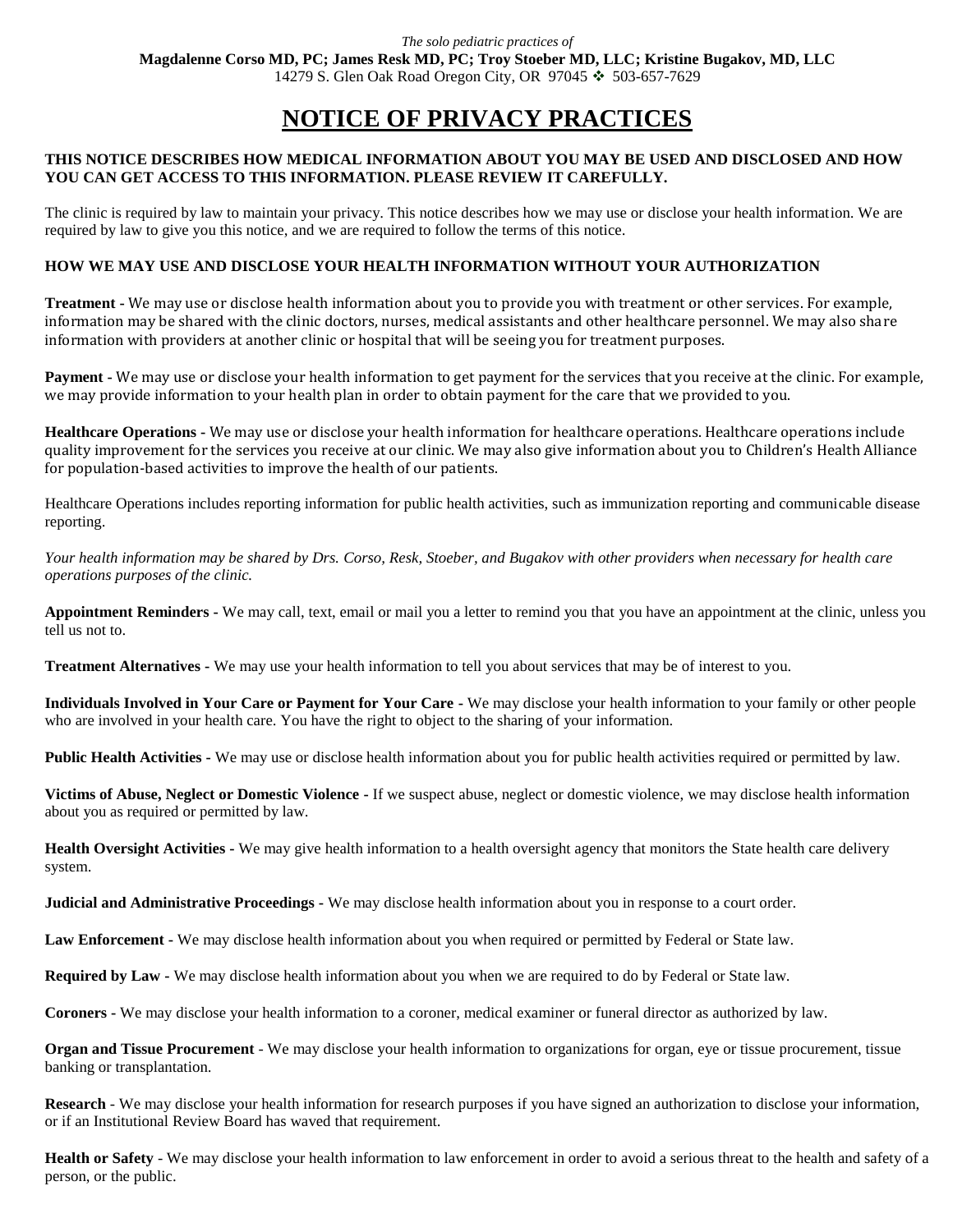*The solo pediatric practices of*

**Magdalenne Corso MD, PC; James Resk MD, PC; Troy Stoeber MD, LLC; Kristine Bugakov, MD, LLC**

14279 S. Glen Oak Road Oregon City, OR 97045 ❖ 503-657-7629

# NOTICE OF PRIVACY PRACTICES

**THIS NOTICE DESCRIBES HOW MEDICAL INFORMATION ABOUT YOU MAY BE USED AND DISCLOSED AND HOW YOU CAN GET ACCESS TO THIS INFORMATION. PLEASE REVIEW IT CAREFULLY.**

The clinic is required by law to maintain your privacy. This notice describes how we may use or disclose your health information. We are required by law to give you this notice, and we are required to follow the terms of this notice.

## HOW WE MAY USE AND DISCLOSE YOUR HEALTH INFORMATION WITHOUT YOUR AUTHORIZATION

**Treatment -** We may use or disclose health information about you to provide you with treatment or other services. For example, information may be shared with the clinic doctors, nurses, medical assistants and other healthcare personnel. We may also share information with providers at another clinic or hospital that will be seeing you for treatment purposes.

**Payment -** We may use or disclose your health information to get payment for the services that you receive at the clinic. For example, we may provide information to your health plan in order to obtain payment for the care that we provided to you.

**Healthcare Operations** - We may use or disclose your health information for healthcare operations. Healthcare operations include quality improvement for the services you receive at our clinic. We may also give information about you to Children's Health Alliance for population-based activities to improve the health of our patients.

Healthcare Operations includes reporting information for public health activities, such as immunization reporting and communicable disease reporting.

*Your health information may be shared by Drs. Corso, Resk, Stoeber, and Bugakov with other providers when necessary for health care operations purposes of the clinic.*

**Appointment Reminders -** We may call, text, email or mail you a letter to remind you that you have an appointment at the clinic, unless you tell us not to.

**Treatment Alternatives -** We may use your health information to tell you about services that may be of interest to you.

**Individuals Involved in Your Care or Payment for Your Care -** We may disclose your health information to your family or other people who are involved in your health care. You have the right to object to the sharing of your information.

**Public Health Activities -** We may use or disclose health information about you for public health activities required or permitted by law.

**Victims of Abuse, Neglect or Domestic Violence -** If we suspect abuse, neglect or domestic violence, we may disclose health information about you as required or permitted by law.

**Health Oversight Activities -** We may give health information to a health oversight agency that monitors the State health care delivery system.

**Judicial and Administrative Proceedings -** We may disclose health information about you in response to a court order.

**Law Enforcement -** We may disclose health information about you when required or permitted by Federal or State law.

**Required by Law -** We may disclose health information about you when we are required to do by Federal or State law.

**Coroners -** We may disclose your health information to a coroner, medical examiner or funeral director as authorized by law.

**Organ and Tissue Procurement** - We may disclose your health information to organizations for organ, eye or tissue procurement, tissue banking or transplantation.

**Research** - We may disclose your health information for research purposes if you have signed an authorization to disclose your information, or if an Institutional Review Board has waved that requirement.

**Health or Safety** - We may disclose your health information to law enforcement in order to avoid a serious threat to the health and safety of a person, or the public.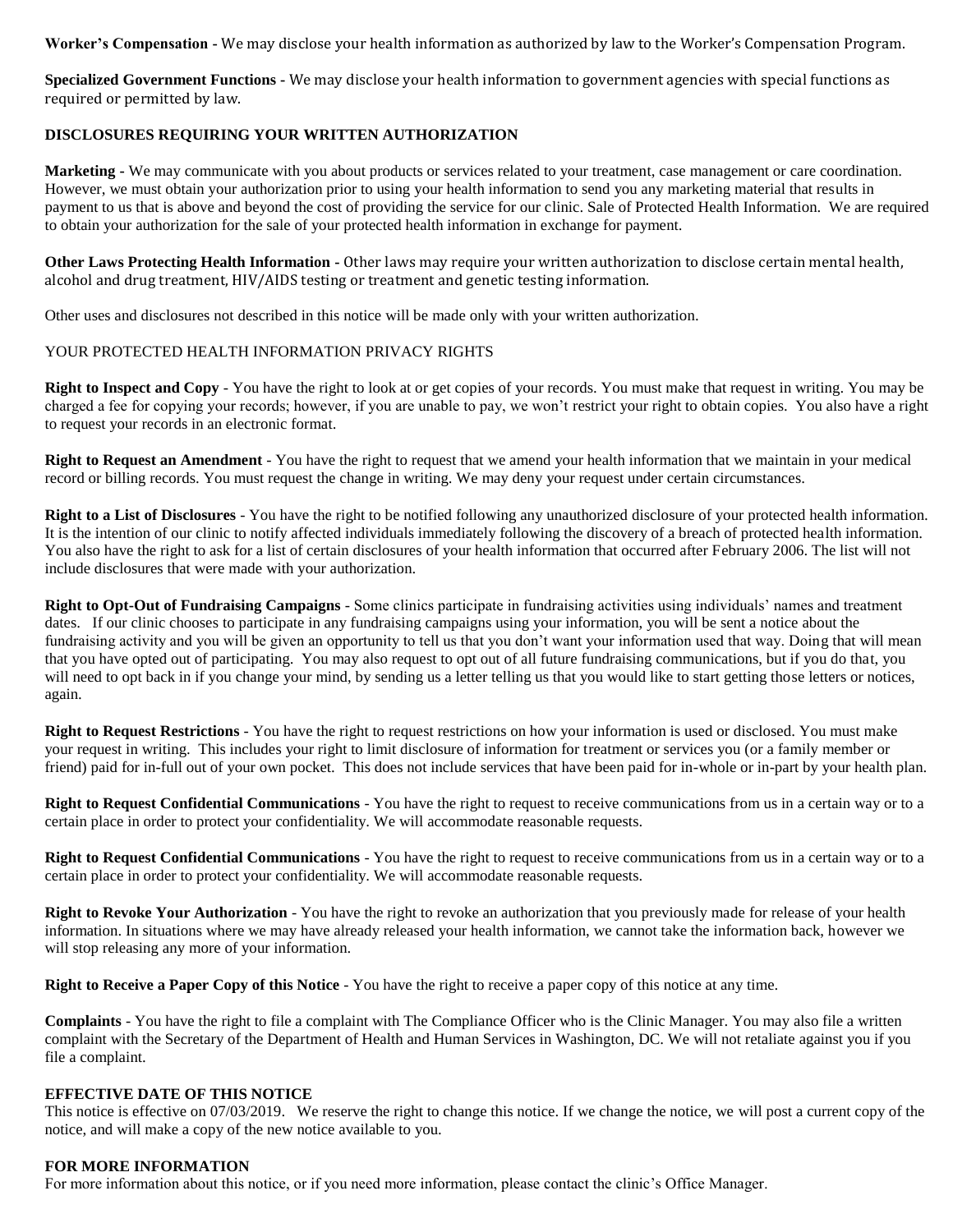**Worker's Compensation -** We may disclose your health information as authorized by law to the Worker's Compensation Program.

**Specialized Government Functions -** We may disclose your health information to government agencies with special functions as required or permitted by law.

### DISCLOSURES REQUIRING YOUR WRITTEN AUTHORIZATION

**Marketing -** We may communicate with you about products or services related to your treatment, case management or care coordination. However, we must obtain your authorization prior to using your health information to send you any marketing material that results in payment to us that is above and beyond the cost of providing the service for our clinic. Sale of Protected Health Information. We are required to obtain your authorization for the sale of your protected health information in exchange for payment.

**Other Laws Protecting Health Information -** Other laws may require your written authorization to disclose certain mental health, alcohol and drug treatment, HIV/AIDS testing or treatment and genetic testing information.

Other uses and disclosures not described in this notice will be made only with your written authorization.

YOUR PROTECTED HEALTH INFORMATION PRIVACY RIGHTS

**Right to Inspect and Copy** - You have the right to look at or get copies of your records. You must make that request in writing. You may be charged a fee for copying your records; however, if you are unable to pay, we won't restrict your right to obtain copies. You also have a right to request your records in an electronic format.

**Right to Request an Amendment** - You have the right to request that we amend your health information that we maintain in your medical record or billing records. You must request the change in writing. We may deny your request under certain circumstances.

**Right to a List of Disclosures** - You have the right to be notified following any unauthorized disclosure of your protected health information. It is the intention of our clinic to notify affected individuals immediately following the discovery of a breach of protected health information. You also have the right to ask for a list of certain disclosures of your health information that occurred after February 2006. The list will not include disclosures that were made with your authorization.

**Right to Opt-Out of Fundraising Campaigns** - Some clinics participate in fundraising activities using individuals' names and treatment dates. If our clinic chooses to participate in any fundraising campaigns using your information, you will be sent a notice about the fundraising activity and you will be given an opportunity to tell us that you don't want your information used that way. Doing that will mean that you have opted out of participating. You may also request to opt out of all future fundraising communications, but if you do that, you will need to opt back in if you change your mind, by sending us a letter telling us that you would like to start getting those letters or notices, again.

**Right to Request Restrictions** - You have the right to request restrictions on how your information is used or disclosed. You must make your request in writing. This includes your right to limit disclosure of information for treatment or services you (or a family member or friend) paid for in-full out of your own pocket. This does not include services that have been paid for in-whole or in-part by your health plan.

**Right to Request Confidential Communications** - You have the right to request to receive communications from us in a certain way or to a certain place in order to protect your confidentiality. We will accommodate reasonable requests.

**Right to Request Confidential Communications** - You have the right to request to receive communications from us in a certain way or to a certain place in order to protect your confidentiality. We will accommodate reasonable requests.

**Right to Revoke Your Authorization** - You have the right to revoke an authorization that you previously made for release of your health information. In situations where we may have already released your health information, we cannot take the information back, however we will stop releasing any more of your information.

**Right to Receive a Paper Copy of this Notice** - You have the right to receive a paper copy of this notice at any time.

**Complaints** - You have the right to file a complaint with The Compliance Officer who is the Clinic Manager. You may also file a written complaint with the Secretary of the Department of Health and Human Services in Washington, DC. We will not retaliate against you if you file a complaint.

### EFFECTIVE DATE OF THIS NOTICE

This notice is effective on 07/03/2019. We reserve the right to change this notice. If we change the notice, we will post a current copy of the notice, and will make a copy of the new notice available to you.

### FOR MORE INFORMATION

For more information about this notice, or if you need more information, please contact the clinic's Office Manager.